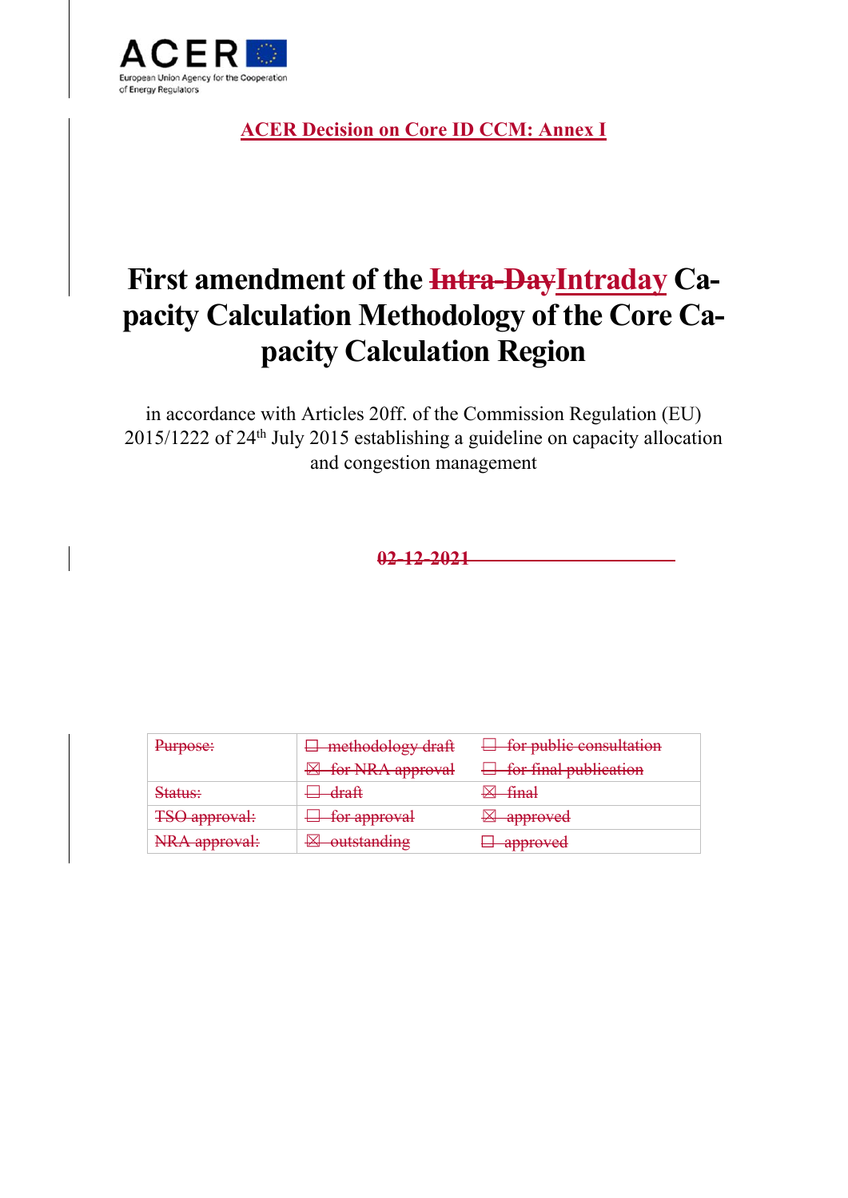ACER

European Union Agency for the Cooperation of Energy Regulators

**ACER Decision on Core ID CCM: Annex I**

# First amendment of the ~~Intra-Day~~Intraday Capacity Calculation Methodology of the Core Capacity Calculation Region

in accordance with Articles 20ff. of the Commission Regulation (EU) 2015/1222 of 24th July 2015 establishing a guideline on capacity allocation and congestion management

~~02-12-2021~~

| | | |
|---|---|---|
| ~~Purpose:~~ | ~~☐ methodology draft~~<br>~~☒ for NRA approval~~ | ~~☐ for public consultation~~<br>~~☐ for final publication~~ |
| ~~Status:~~ | ~~☐ draft~~ | ~~☒ final~~ |
| ~~TSO approval:~~ | ~~☐ for approval~~ | ~~☒ approved~~ |
| ~~NRA approval:~~ | ~~☒ outstanding~~ | ~~☐ approved~~ |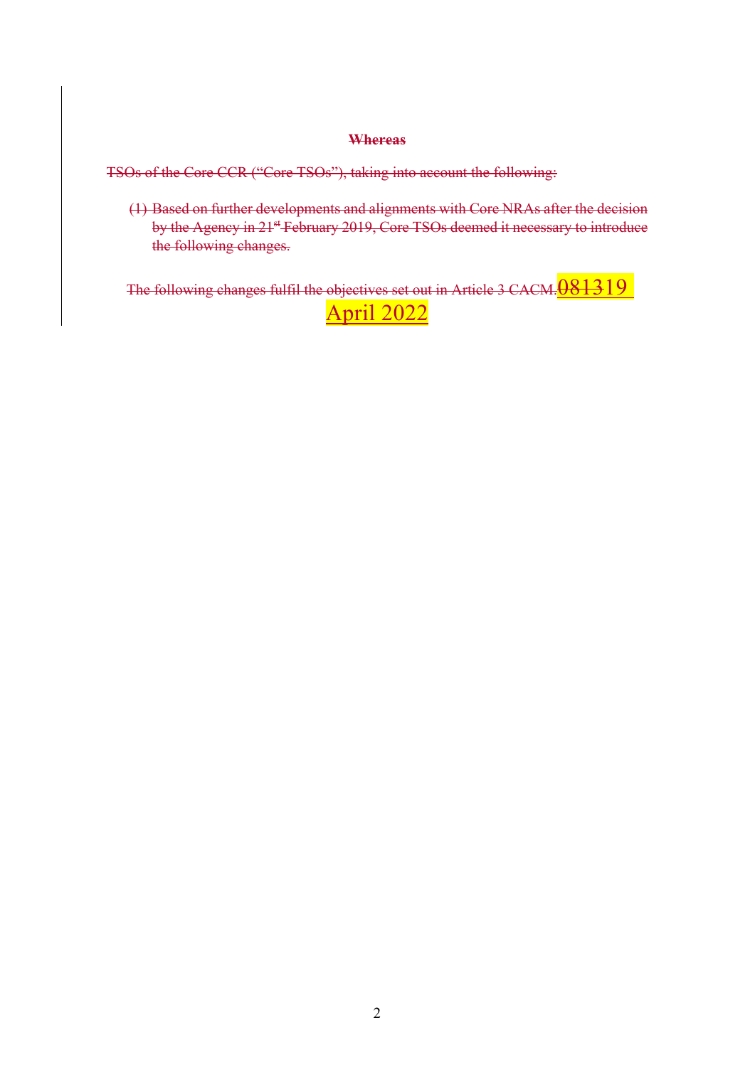**~~Whereas~~**

~~TSOs of the Core CCR ("Core TSOs"), taking into account the following:~~

~~(1) Based on further developments and alignments with Core NRAs after the decision by the Agency in 21st February 2019, Core TSOs deemed it necessary to introduce the following changes.~~

~~The following changes fulfil the objectives set out in Article 3 CACM.~~~~081319~~ April 2022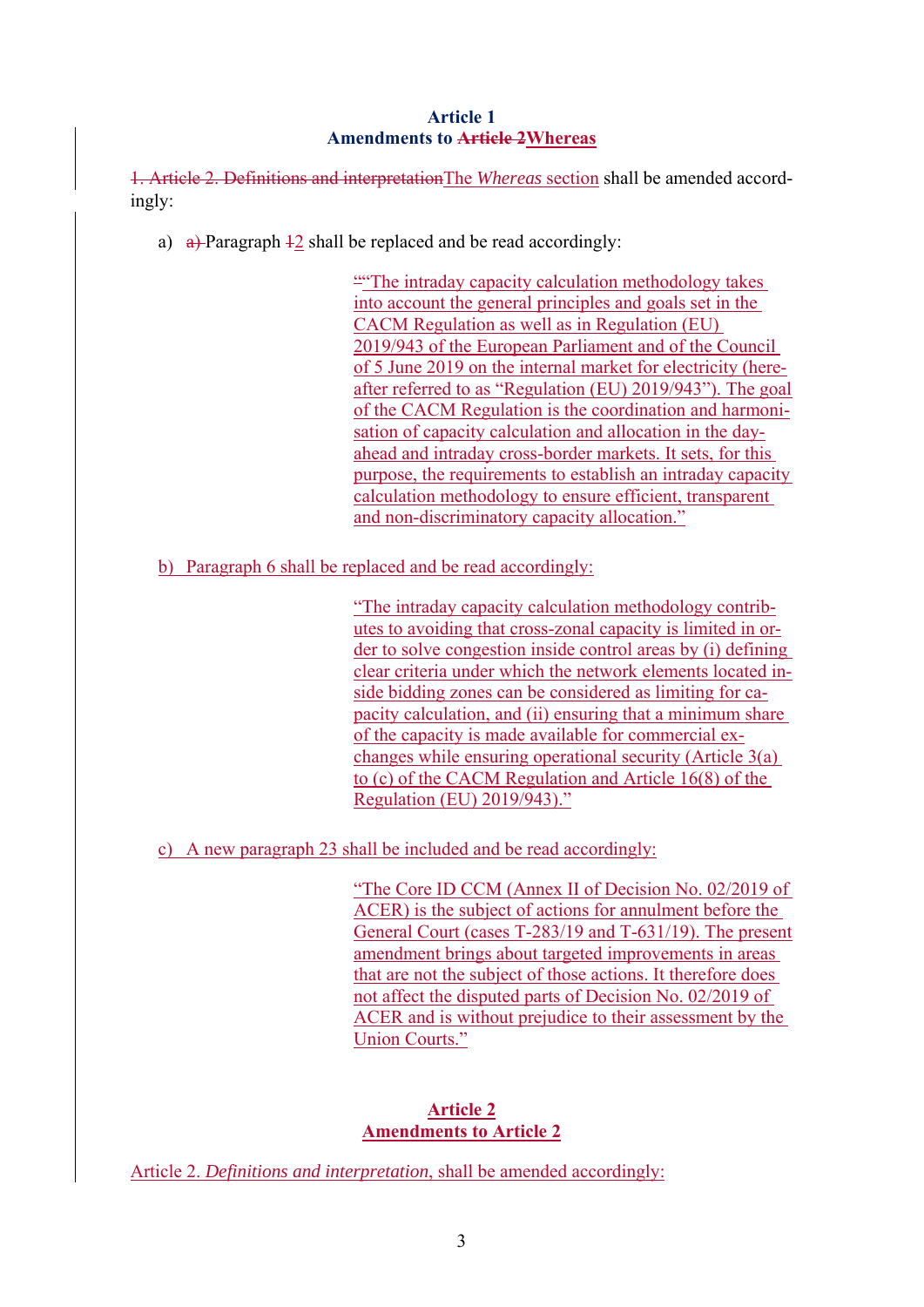## Article 1
## Amendments to ~~Article 2~~Whereas

~~1. Article 2. Definitions and interpretation~~The *Whereas* section shall be amended accordingly:

a) ~~a)~~ Paragraph ~~1~~2 shall be replaced and be read accordingly:

> ~~"~~"The intraday capacity calculation methodology takes into account the general principles and goals set in the CACM Regulation as well as in Regulation (EU) 2019/943 of the European Parliament and of the Council of 5 June 2019 on the internal market for electricity (hereafter referred to as "Regulation (EU) 2019/943"). The goal of the CACM Regulation is the coordination and harmonisation of capacity calculation and allocation in the day-ahead and intraday cross-border markets. It sets, for this purpose, the requirements to establish an intraday capacity calculation methodology to ensure efficient, transparent and non-discriminatory capacity allocation."

b) Paragraph 6 shall be replaced and be read accordingly:

> "The intraday capacity calculation methodology contributes to avoiding that cross-zonal capacity is limited in order to solve congestion inside control areas by (i) defining clear criteria under which the network elements located inside bidding zones can be considered as limiting for capacity calculation, and (ii) ensuring that a minimum share of the capacity is made available for commercial exchanges while ensuring operational security (Article 3(a) to (c) of the CACM Regulation and Article 16(8) of the Regulation (EU) 2019/943)."

c) A new paragraph 23 shall be included and be read accordingly:

> "The Core ID CCM (Annex II of Decision No. 02/2019 of ACER) is the subject of actions for annulment before the General Court (cases T-283/19 and T-631/19). The present amendment brings about targeted improvements in areas that are not the subject of those actions. It therefore does not affect the disputed parts of Decision No. 02/2019 of ACER and is without prejudice to their assessment by the Union Courts."

## Article 2
## Amendments to Article 2

Article 2. *Definitions and interpretation*, shall be amended accordingly: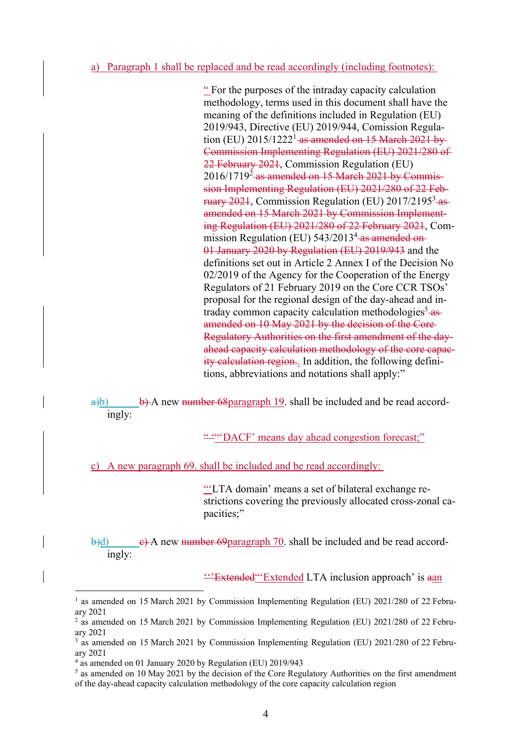a) Paragraph 1 shall be replaced and be read accordingly (including footnotes):

> " For the purposes of the intraday capacity calculation methodology, terms used in this document shall have the meaning of the definitions included in Regulation (EU) 2019/943, Directive (EU) 2019/944, Comission Regulation (EU) 2015/1222[1] ~~as amended on 15 March 2021 by Commission Implementing Regulation (EU) 2021/280 of 22 February 2021~~, Commission Regulation (EU) 2016/1719[2] ~~as amended on 15 March 2021 by Commission Implementing Regulation (EU) 2021/280 of 22 February 2021~~, Commission Regulation (EU) 2017/2195[3] ~~as amended on 15 March 2021 by Commission Implementing Regulation (EU) 2021/280 of 22 February 2021~~, Commission Regulation (EU) 543/2013[4] ~~as amended on 01 January 2020 by Regulation (EU) 2019/943~~ and the definitions set out in Article 2 Annex I of the Decision No 02/2019 of the Agency for the Cooperation of the Energy Regulators of 21 February 2019 on the Core CCR TSOs' proposal for the regional design of the day-ahead and intraday common capacity calculation methodologies[5] ~~as amended on 10 May 2021 by the decision of the Core Regulatory Authorities on the first amendment of the day-ahead capacity calculation methodology of the core capacity calculation region.~~. In addition, the following definitions, abbreviations and notations shall apply:"

~~a)~~b) ~~b)~~ A new ~~number 68~~paragraph 19. shall be included and be read accordingly:

> ~~" "~~"'DACF' means day ahead congestion forecast;"

c) A new paragraph 69. shall be included and be read accordingly:

> "'LTA domain' means a set of bilateral exchange restrictions covering the previously allocated cross-zonal capacities;"

~~b)~~d) ~~c)~~ A new ~~number 69~~paragraph 70. shall be included and be read accordingly:

> ~~"'Extended~~"'Extended LTA inclusion approach' is ~~a~~an

---

[1] as amended on 15 March 2021 by Commission Implementing Regulation (EU) 2021/280 of 22 February 2021

[2] as amended on 15 March 2021 by Commission Implementing Regulation (EU) 2021/280 of 22 February 2021

[3] as amended on 15 March 2021 by Commission Implementing Regulation (EU) 2021/280 of 22 February 2021

[4] as amended on 01 January 2020 by Regulation (EU) 2019/943

[5] as amended on 10 May 2021 by the decision of the Core Regulatory Authorities on the first amendment of the day-ahead capacity calculation methodology of the core capacity calculation region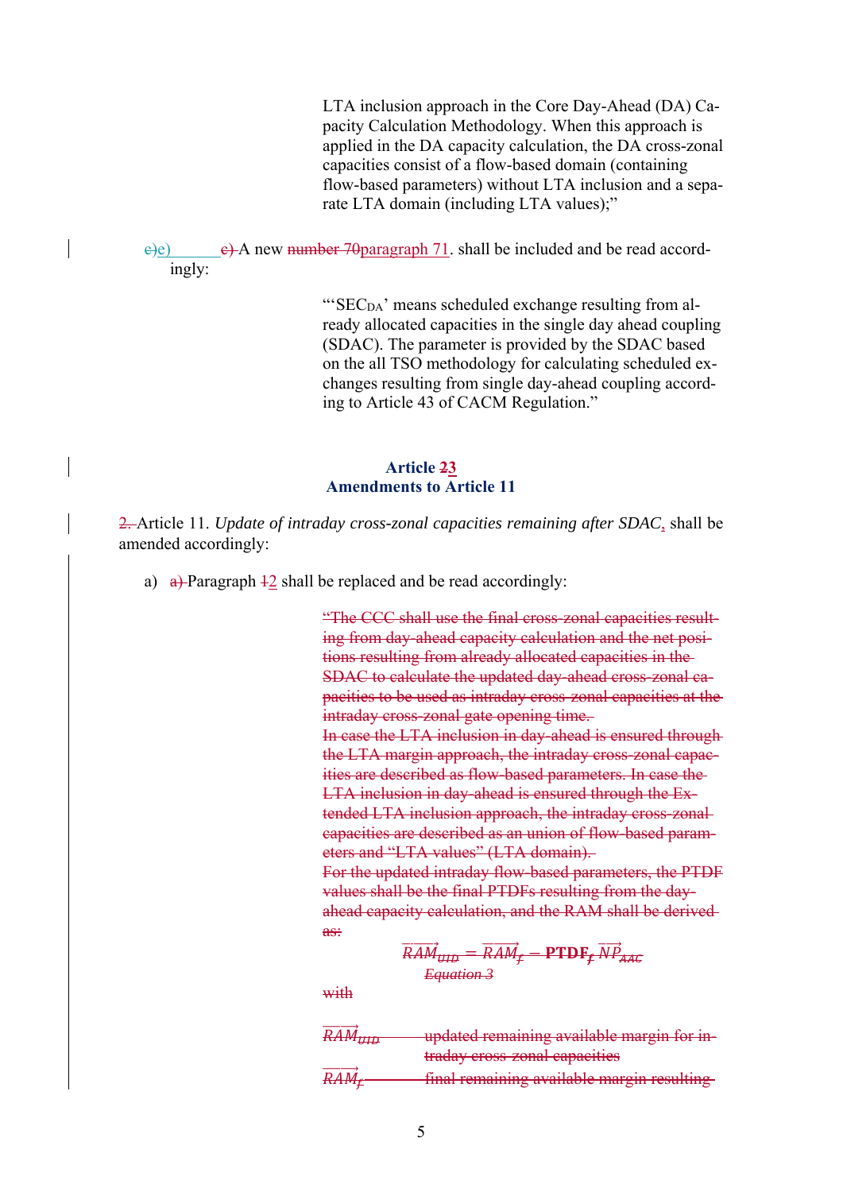LTA inclusion approach in the Core Day-Ahead (DA) Capacity Calculation Methodology. When this approach is applied in the DA capacity calculation, the DA cross-zonal capacities consist of a flow-based domain (containing flow-based parameters) without LTA inclusion and a separate LTA domain (including LTA values);"

c)e) c) A new ~~number 70~~paragraph 71. shall be included and be read accordingly:

"'$SEC_{DA}$' means scheduled exchange resulting from already allocated capacities in the single day ahead coupling (SDAC). The parameter is provided by the SDAC based on the all TSO methodology for calculating scheduled exchanges resulting from single day-ahead coupling according to Article 43 of CACM Regulation."

## Article ~~2~~3
## Amendments to Article 11

~~2.~~ Article 11. *Update of intraday cross-zonal capacities remaining after SDAC*, shall be amended accordingly:

a) ~~a)~~ Paragraph ~~1~~2 shall be replaced and be read accordingly:

~~"The CCC shall use the final cross-zonal capacities resulting from day-ahead capacity calculation and the net positions resulting from already allocated capacities in the SDAC to calculate the updated day-ahead cross-zonal capacities to be used as intraday cross-zonal capacities at the intraday cross-zonal gate opening time.~~
~~In case the LTA inclusion in day-ahead is ensured through the LTA margin approach, the intraday cross-zonal capacities are described as flow-based parameters. In case the LTA inclusion in day-ahead is ensured through the Extended LTA inclusion approach, the intraday cross-zonal capacities are described as an union of flow-based parameters and "LTA values" (LTA domain).~~
~~For the updated intraday flow-based parameters, the PTDF values shall be the final PTDFs resulting from the day-ahead capacity calculation, and the RAM shall be derived as:~~

$$\overrightarrow{RAM}_{UID} = \overrightarrow{RAM}_f - \mathbf{PTDF}_f \overrightarrow{NP}_{AAC}$$

~~*Equation 3*~~

~~with~~

| | |
|---|---|
| ~~$\overrightarrow{RAM}_{UID}$~~ | ~~updated remaining available margin for intraday cross-zonal capacities~~ |
| ~~$\overrightarrow{RAM}_f$~~ | ~~final remaining available margin resulting~~ |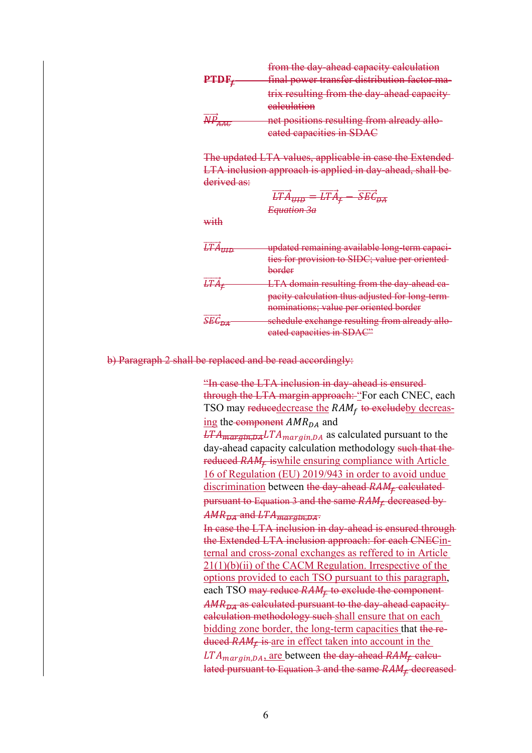| | |
|---|---|
| | from the day-ahead capacity calculation |
| $\mathbf{PTDF}_f$ | final power transfer distribution factor matrix resulting from the day-ahead capacity calculation |
| $\overrightarrow{NP}_{AAC}$ | net positions resulting from already allocated capacities in SDAC |

The updated LTA values, applicable in case the Extended LTA inclusion approach is applied in day-ahead, shall be derived as:

$$\overrightarrow{LTA}_{UID} = \overrightarrow{LTA}_f - \overrightarrow{SEC}_{DA}$$

*Equation 3a*

with

| | |
|---|---|
| $\overrightarrow{LTA}_{UID}$ | updated remaining available long-term capacities for provision to SIDC; value per oriented border |
| $\overrightarrow{LTA}_f$ | LTA domain resulting from the day-ahead capacity calculation thus adjusted for long term nominations; value per oriented border |
| $\overrightarrow{SEC}_{DA}$ | schedule exchange resulting from already allocated capacities in SDAC" |

b) Paragraph 2 shall be replaced and be read accordingly:

"In case the LTA inclusion in day-ahead is ensured through the LTA margin approach: "For each CNEC, each TSO may reducedecrease the $RAM_f$ to excludeby decreasing the component $AMR_{DA}$ and $LTA_{margin,DA}LTA_{margin,DA}$ as calculated pursuant to the day-ahead capacity calculation methodology such that the reduced $RAM_f$ iswhile ensuring compliance with Article 16 of Regulation (EU) 2019/943 in order to avoid undue discrimination between the day-ahead $RAM_f$ calculated pursuant to Equation 3 and the same $RAM_f$ decreased by $AMR_{DA}$ and $LTA_{margin,DA}$.

In case the LTA inclusion in day-ahead is ensured through the Extended LTA inclusion approach: for each CNECinternal and cross-zonal exchanges as reffered to in Article 21(1)(b)(ii) of the CACM Regulation. Irrespective of the options provided to each TSO pursuant to this paragraph, each TSO may reduce $RAM_f$ to exclude the component $AMR_{DA}$ as calculated pursuant to the day-ahead capacity calculation methodology such shall ensure that on each bidding zone border, the long-term capacities that the reduced $RAM_f$ is are in effect taken into account in the $LTA_{margin,DA}$, are between the day-ahead $RAM_f$ calculated pursuant to Equation 3 and the same $RAM_f$ decreased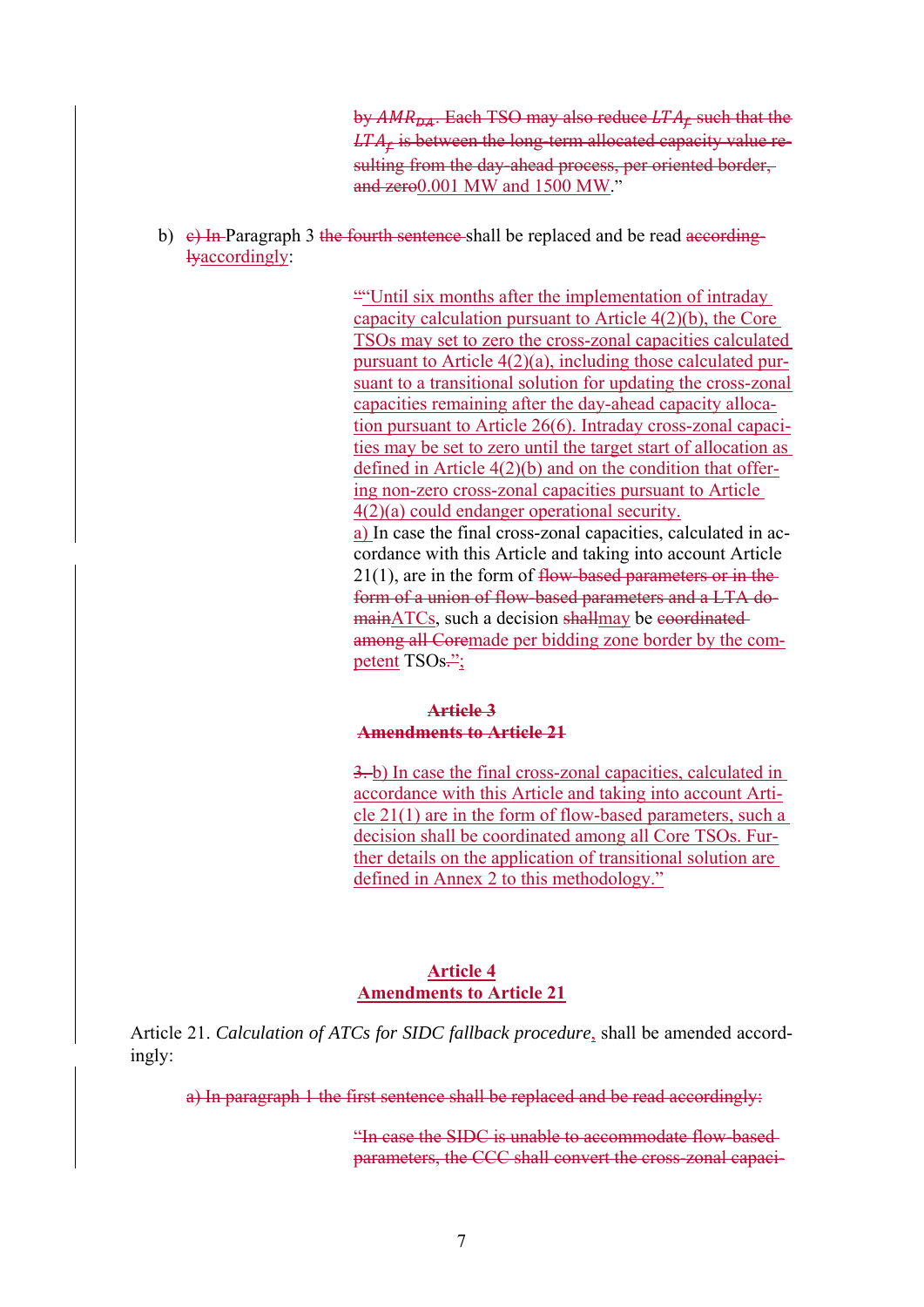by $AMR_{DA}$. Each TSO may also reduce $LTA_f$ such that the $LTA_f$ is between the long-term allocated capacity value resulting from the day-ahead process, per oriented border, and zero0.001 MW and 1500 MW."

b) c) In Paragraph 3 the fourth sentence shall be replaced and be read accordinglyaccordingly:

> ""Until six months after the implementation of intraday capacity calculation pursuant to Article 4(2)(b), the Core TSOs may set to zero the cross-zonal capacities calculated pursuant to Article 4(2)(a), including those calculated pursuant to a transitional solution for updating the cross-zonal capacities remaining after the day-ahead capacity allocation pursuant to Article 26(6). Intraday cross-zonal capacities may be set to zero until the target start of allocation as defined in Article 4(2)(b) and on the condition that offering non-zero cross-zonal capacities pursuant to Article 4(2)(a) could endanger operational security.
> a) In case the final cross-zonal capacities, calculated in accordance with this Article and taking into account Article 21(1), are in the form of flow-based parameters or in the form of a union of flow-based parameters and a LTA domainATCs, such a decision shallmay be coordinated among all Coremade per bidding zone border by the competent TSOs.";

**Article 3**
**Amendments to Article 21**

> 3. b) In case the final cross-zonal capacities, calculated in accordance with this Article and taking into account Article 21(1) are in the form of flow-based parameters, such a decision shall be coordinated among all Core TSOs. Further details on the application of transitional solution are defined in Annex 2 to this methodology."

**Article 4**
**Amendments to Article 21**

Article 21. *Calculation of ATCs for SIDC fallback procedure*, shall be amended accordingly:

a) In paragraph 1 the first sentence shall be replaced and be read accordingly:

> "In case the SIDC is unable to accommodate flow-based parameters, the CCC shall convert the cross-zonal capaci-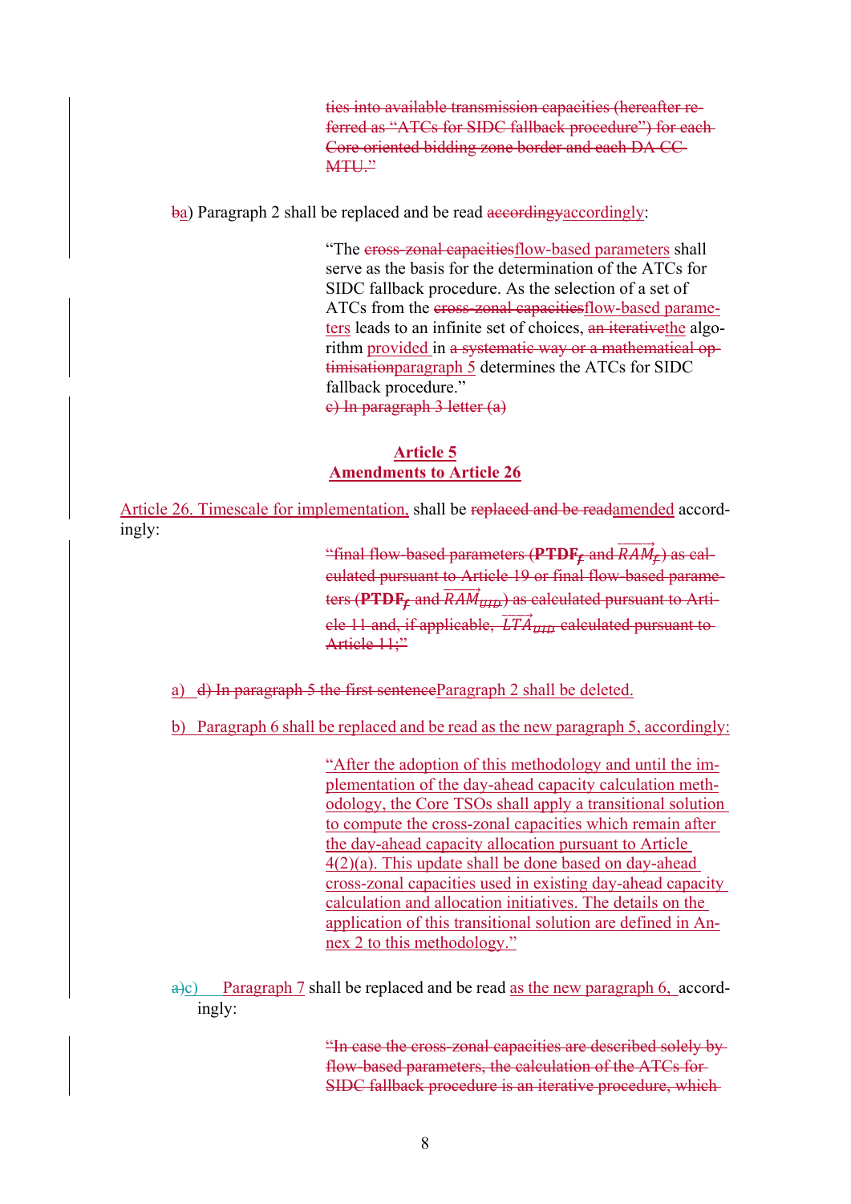ties into available transmission capacities (hereafter referred as "ATCs for SIDC fallback procedure") for each Core oriented bidding zone border and each DA CC MTU."

ba) Paragraph 2 shall be replaced and be read accordinglyaccordingly:

"The cross-zonal capacitiesflow-based parameters shall serve as the basis for the determination of the ATCs for SIDC fallback procedure. As the selection of a set of ATCs from the cross-zonal capacitiesflow-based parameters leads to an infinite set of choices, an iterativethe algorithm provided in a systematic way or a mathematical optimisationparagraph 5 determines the ATCs for SIDC fallback procedure."

c) In paragraph 3 letter (a)

**Article 5**
**Amendments to Article 26**

Article 26. Timescale for implementation, shall be replaced and be readamended accordingly:

"final flow-based parameters ($\mathbf{PTDF}_f$ and $\overrightarrow{RAM}_f$) as calculated pursuant to Article 19 or final flow-based parameters ($\mathbf{PTDF}_f$ and $\overrightarrow{RAM}_{UID}$) as calculated pursuant to Article 11 and, if applicable, $\overrightarrow{LTA}_{UID}$ calculated pursuant to Article 11;"

a) d) In paragraph 5 the first sentenceParagraph 2 shall be deleted.

b) Paragraph 6 shall be replaced and be read as the new paragraph 5, accordingly:

"After the adoption of this methodology and until the implementation of the day-ahead capacity calculation methodology, the Core TSOs shall apply a transitional solution to compute the cross-zonal capacities which remain after the day-ahead capacity allocation pursuant to Article 4(2)(a). This update shall be done based on day-ahead cross-zonal capacities used in existing day-ahead capacity calculation and allocation initiatives. The details on the application of this transitional solution are defined in Annex 2 to this methodology."

a)c) Paragraph 7 shall be replaced and be read as the new paragraph 6, accordingly:

"In case the cross-zonal capacities are described solely by flow-based parameters, the calculation of the ATCs for SIDC fallback procedure is an iterative procedure, which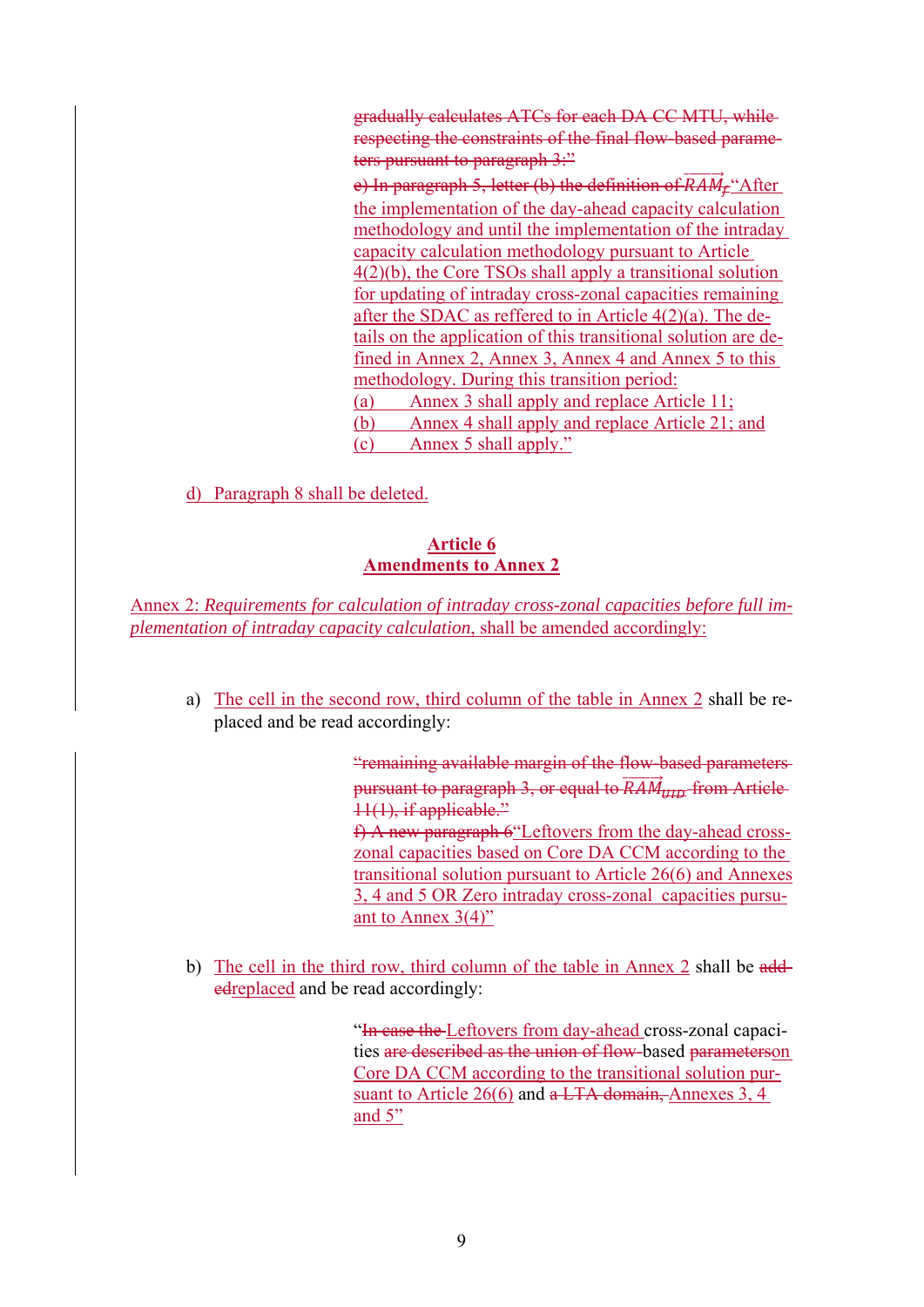~~gradually calculates ATCs for each DA CC MTU, while respecting the constraints of the final flow-based parameters pursuant to paragraph 3:"~~

~~e) In paragraph 5, letter (b) the definition of $\overrightarrow{RAM_f}$~~ "After the implementation of the day-ahead capacity calculation methodology and until the implementation of the intraday capacity calculation methodology pursuant to Article 4(2)(b), the Core TSOs shall apply a transitional solution for updating of intraday cross-zonal capacities remaining after the SDAC as reffered to in Article 4(2)(a). The details on the application of this transitional solution are defined in Annex 2, Annex 3, Annex 4 and Annex 5 to this methodology. During this transition period:

(a) Annex 3 shall apply and replace Article 11;

(b) Annex 4 shall apply and replace Article 21; and

(c) Annex 5 shall apply."

d) Paragraph 8 shall be deleted.

## Article 6
## Amendments to Annex 2

Annex 2: *Requirements for calculation of intraday cross-zonal capacities before full implementation of intraday capacity calculation*, shall be amended accordingly:

a) The cell in the second row, third column of the table in Annex 2 shall be replaced and be read accordingly:

~~"remaining available margin of the flow-based parameters pursuant to paragraph 3, or equal to $\overrightarrow{RAM_{UID}}$ from Article 11(1), if applicable."~~

~~f) A new paragraph 6~~ "Leftovers from the day-ahead cross-zonal capacities based on Core DA CCM according to the transitional solution pursuant to Article 26(6) and Annexes 3, 4 and 5 OR Zero intraday cross-zonal capacities pursuant to Annex 3(4)"

b) The cell in the third row, third column of the table in Annex 2 shall be ~~added~~replaced and be read accordingly:

"~~In case the~~ Leftovers from day-ahead cross-zonal capacities ~~are described as the union of flow-~~based ~~parameters~~on Core DA CCM according to the transitional solution pursuant to Article 26(6) and ~~a LTA domain,~~ Annexes 3, 4 and 5"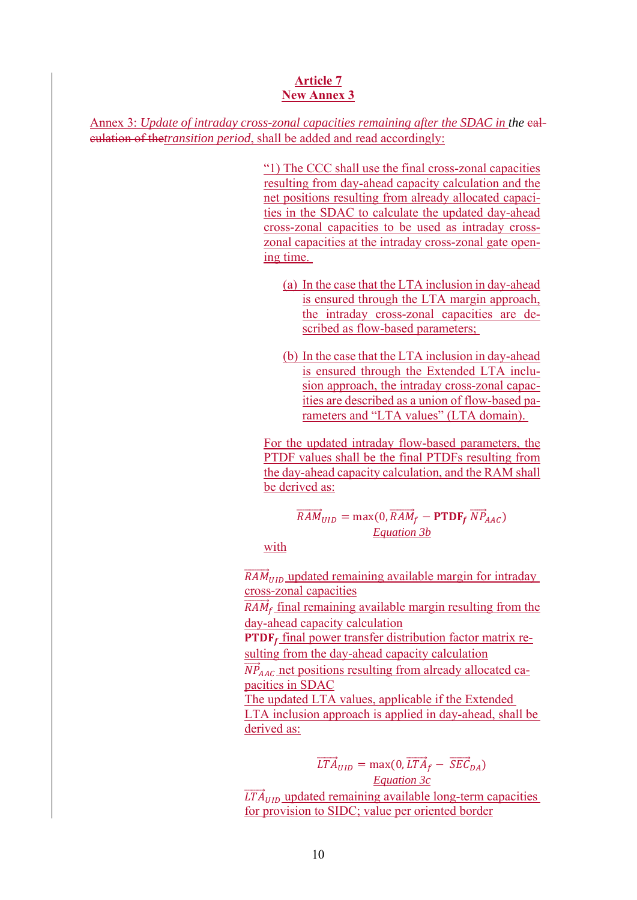**Article 7**
**New Annex 3**

Annex 3: *Update of intraday cross-zonal capacities remaining after the SDAC in the* ~~calculation of the~~ *transition period*, shall be added and read accordingly:

"1) The CCC shall use the final cross-zonal capacities resulting from day-ahead capacity calculation and the net positions resulting from already allocated capacities in the SDAC to calculate the updated day-ahead cross-zonal capacities to be used as intraday cross-zonal capacities at the intraday cross-zonal gate opening time.

(a) In the case that the LTA inclusion in day-ahead is ensured through the LTA margin approach, the intraday cross-zonal capacities are described as flow-based parameters;

(b) In the case that the LTA inclusion in day-ahead is ensured through the Extended LTA inclusion approach, the intraday cross-zonal capacities are described as a union of flow-based parameters and "LTA values" (LTA domain).

For the updated intraday flow-based parameters, the PTDF values shall be the final PTDFs resulting from the day-ahead capacity calculation, and the RAM shall be derived as:

$$\overrightarrow{RAM}_{UID} = \max(0, \overrightarrow{RAM}_f - \mathbf{PTDF}_f \, \overrightarrow{NP}_{AAC})$$

*Equation 3b*

with

$\overrightarrow{RAM}_{UID}$ updated remaining available margin for intraday cross-zonal capacities

$\overrightarrow{RAM}_f$ final remaining available margin resulting from the day-ahead capacity calculation

$\mathbf{PTDF}_f$ final power transfer distribution factor matrix resulting from the day-ahead capacity calculation

$\overrightarrow{NP}_{AAC}$ net positions resulting from already allocated capacities in SDAC

The updated LTA values, applicable if the Extended LTA inclusion approach is applied in day-ahead, shall be derived as:

$$\overrightarrow{LTA}_{UID} = \max(0, \overrightarrow{LTA}_f - \overrightarrow{SEC}_{DA})$$

*Equation 3c*

$\overrightarrow{LTA}_{UID}$ updated remaining available long-term capacities for provision to SIDC; value per oriented border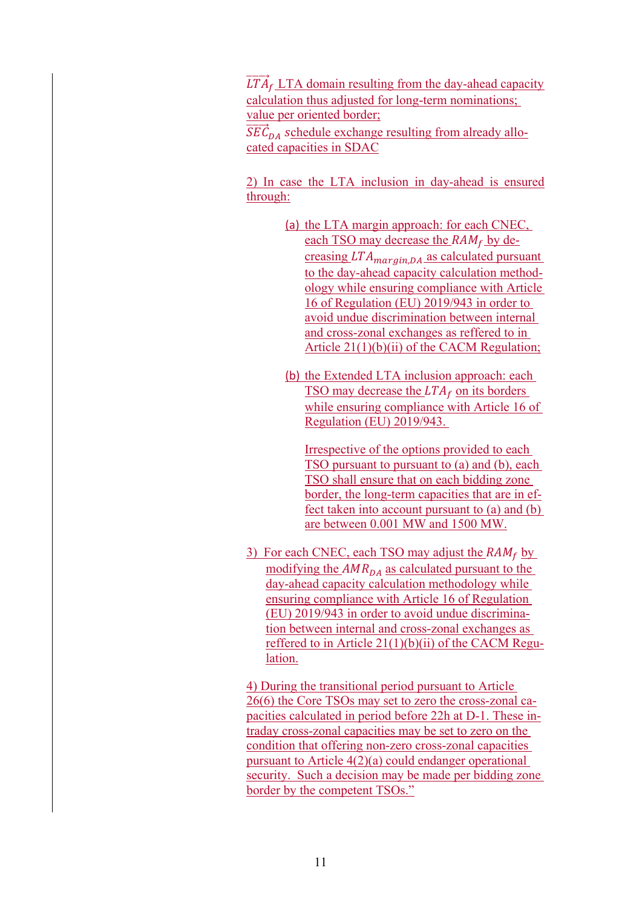$\overrightarrow{LTA_f}$ LTA domain resulting from the day-ahead capacity calculation thus adjusted for long-term nominations; value per oriented border;

$\overrightarrow{SEC_{DA}}$ schedule exchange resulting from already allocated capacities in SDAC

2) In case the LTA inclusion in day-ahead is ensured through:

(a) the LTA margin approach: for each CNEC, each TSO may decrease the $RAM_f$ by decreasing $LTA_{margin,DA}$ as calculated pursuant to the day-ahead capacity calculation methodology while ensuring compliance with Article 16 of Regulation (EU) 2019/943 in order to avoid undue discrimination between internal and cross-zonal exchanges as reffered to in Article 21(1)(b)(ii) of the CACM Regulation;

(b) the Extended LTA inclusion approach: each TSO may decrease the $LTA_f$ on its borders while ensuring compliance with Article 16 of Regulation (EU) 2019/943.

Irrespective of the options provided to each TSO pursuant to pursuant to (a) and (b), each TSO shall ensure that on each bidding zone border, the long-term capacities that are in effect taken into account pursuant to (a) and (b) are between 0.001 MW and 1500 MW.

3) For each CNEC, each TSO may adjust the $RAM_f$ by modifying the $AMR_{DA}$ as calculated pursuant to the day-ahead capacity calculation methodology while ensuring compliance with Article 16 of Regulation (EU) 2019/943 in order to avoid undue discrimination between internal and cross-zonal exchanges as reffered to in Article 21(1)(b)(ii) of the CACM Regulation.

4) During the transitional period pursuant to Article 26(6) the Core TSOs may set to zero the cross-zonal capacities calculated in period before 22h at D-1. These intraday cross-zonal capacities may be set to zero on the condition that offering non-zero cross-zonal capacities pursuant to Article 4(2)(a) could endanger operational security. Such a decision may be made per bidding zone border by the competent TSOs."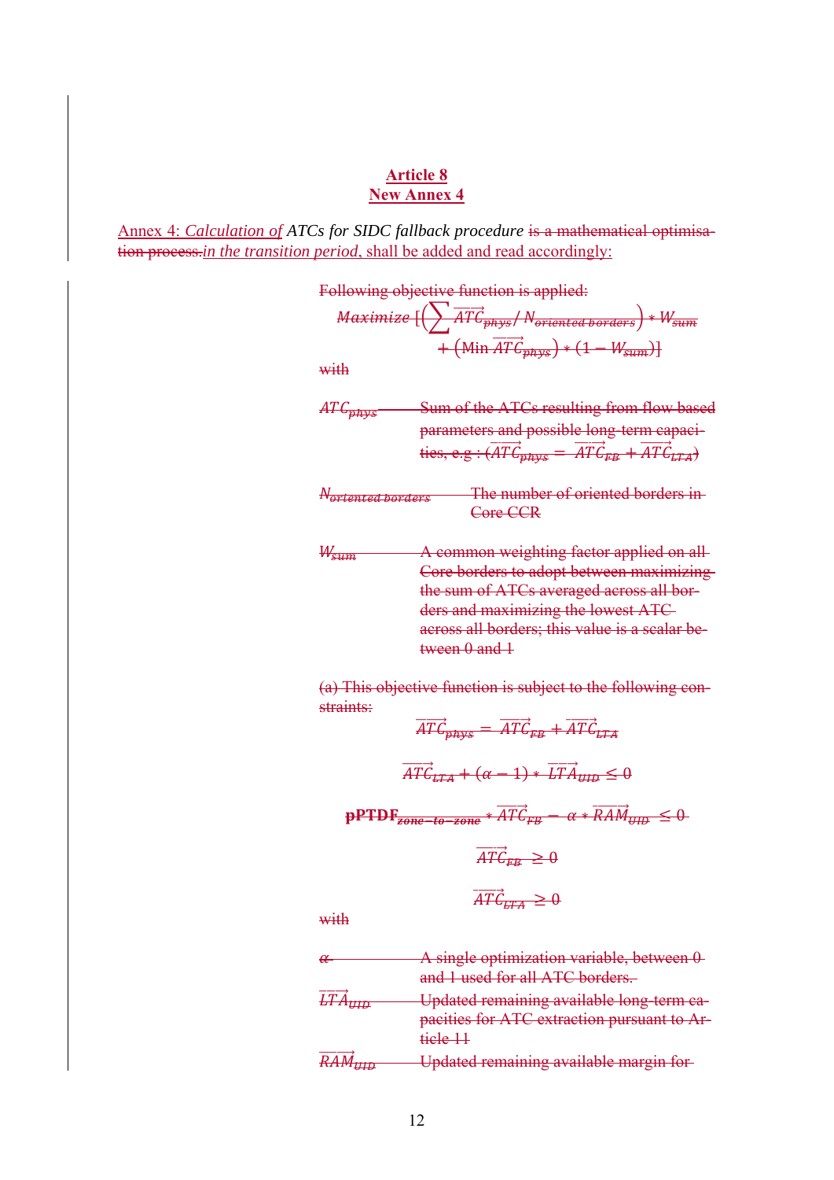**Article 8**
**New Annex 4**

Annex 4: *Calculation of ATCs for SIDC fallback procedure* is a mathematical optimisation process.*in the transition period*, shall be added and read accordingly:

Following objective function is applied:

$$Maximize \left[\left(\sum \overrightarrow{ATC}_{phys} / N_{oriented\ borders}\right) * W_{sum} + \left(\text{Min}\ \overrightarrow{ATC}_{phys}\right) * (1 - W_{sum})\right]$$

with

$ATC_{phys}$ — Sum of the ATCs resulting from flow based parameters and possible long-term capacities, e.g.: $(\overrightarrow{ATC}_{phys} = \overrightarrow{ATC}_{FB} + \overrightarrow{ATC}_{LTA})$

$N_{oriented\ borders}$ — The number of oriented borders in Core CCR

$W_{sum}$ — A common weighting factor applied on all Core borders to adopt between maximizing the sum of ATCs averaged across all borders and maximizing the lowest ATC across all borders; this value is a scalar between 0 and 1

(a) This objective function is subject to the following constraints:

$$\overrightarrow{ATC}_{phys} = \overrightarrow{ATC}_{FB} + \overrightarrow{ATC}_{LTA}$$

$$\overrightarrow{ATC}_{LTA} + (\alpha - 1) * \overrightarrow{LTA}_{UID} \leq 0$$

$$\mathbf{pPTDF}_{zone-to-zone} * \overrightarrow{ATC}_{FB} - \alpha * \overrightarrow{RAM}_{UID} \leq 0$$

$$\overrightarrow{ATC}_{FB} \geq 0$$

$$\overrightarrow{ATC}_{LTA} \geq 0$$

with

$\alpha$ — A single optimization variable, between 0 and 1 used for all ATC borders.

$\overrightarrow{LTA}_{UID}$ — Updated remaining available long-term capacities for ATC extraction pursuant to Article 11

$\overrightarrow{RAM}_{UID}$ — Updated remaining available margin for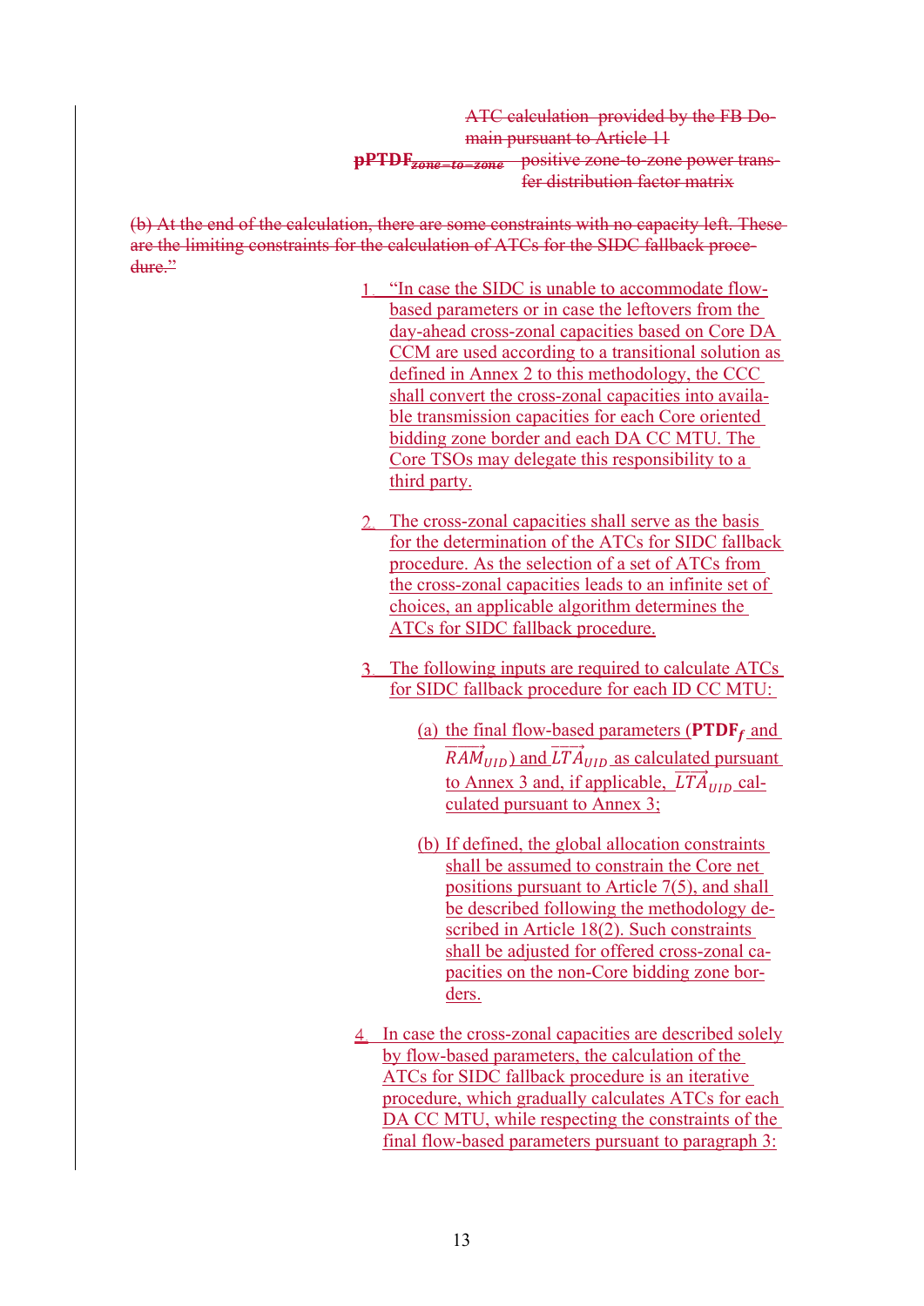ATC calculation provided by the FB Domain pursuant to Article 11

**$\mathbf{pPTDF}_{zone-to-zone}$** positive zone-to-zone power transfer distribution factor matrix

(b) At the end of the calculation, there are some constraints with no capacity left. These are the limiting constraints for the calculation of ATCs for the SIDC fallback procedure."

1. "In case the SIDC is unable to accommodate flow-based parameters or in case the leftovers from the day-ahead cross-zonal capacities based on Core DA CCM are used according to a transitional solution as defined in Annex 2 to this methodology, the CCC shall convert the cross-zonal capacities into available transmission capacities for each Core oriented bidding zone border and each DA CC MTU. The Core TSOs may delegate this responsibility to a third party.

2. The cross-zonal capacities shall serve as the basis for the determination of the ATCs for SIDC fallback procedure. As the selection of a set of ATCs from the cross-zonal capacities leads to an infinite set of choices, an applicable algorithm determines the ATCs for SIDC fallback procedure.

3. The following inputs are required to calculate ATCs for SIDC fallback procedure for each ID CC MTU:

   (a) the final flow-based parameters ($\mathbf{PTDF}_f$ and $\overrightarrow{RAM}_{UID}$) and $\overrightarrow{LTA}_{UID}$ as calculated pursuant to Annex 3 and, if applicable, $\overrightarrow{LTA}_{UID}$ calculated pursuant to Annex 3;

   (b) If defined, the global allocation constraints shall be assumed to constrain the Core net positions pursuant to Article 7(5), and shall be described following the methodology described in Article 18(2). Such constraints shall be adjusted for offered cross-zonal capacities on the non-Core bidding zone borders.

4. In case the cross-zonal capacities are described solely by flow-based parameters, the calculation of the ATCs for SIDC fallback procedure is an iterative procedure, which gradually calculates ATCs for each DA CC MTU, while respecting the constraints of the final flow-based parameters pursuant to paragraph 3: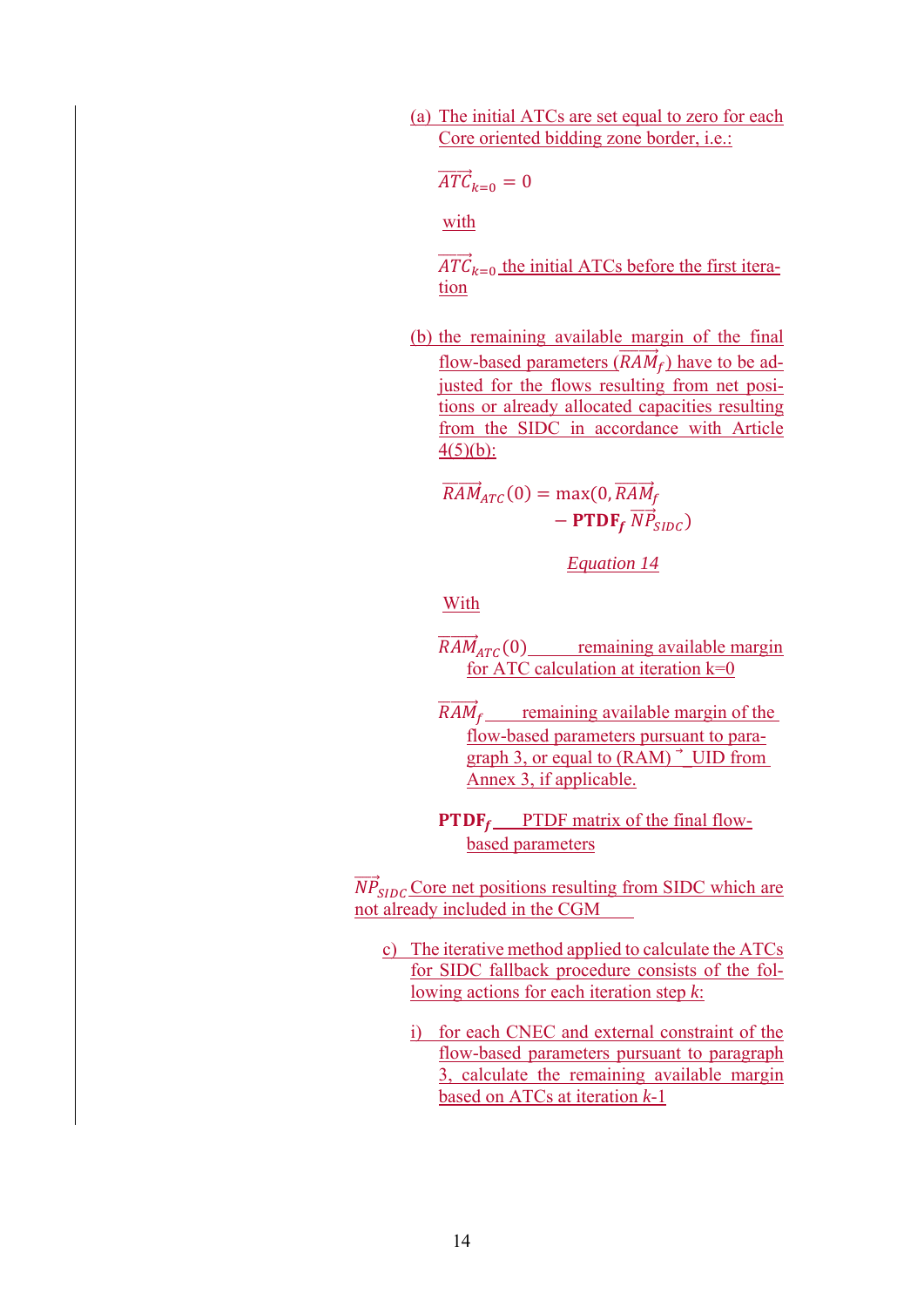(a) The initial ATCs are set equal to zero for each Core oriented bidding zone border, i.e.:

$$\overrightarrow{ATC}_{k=0} = 0$$

with

$\overrightarrow{ATC}_{k=0}$ the initial ATCs before the first iteration

(b) the remaining available margin of the final flow-based parameters ($\overrightarrow{RAM}_f$) have to be adjusted for the flows resulting from net positions or already allocated capacities resulting from the SIDC in accordance with Article 4(5)(b):

$$\overrightarrow{RAM}_{ATC}(0) = \max(0, \overrightarrow{RAM}_f - \mathbf{PTDF}_f \, \overrightarrow{NP}_{SIDC})$$

*Equation 14*

With

$\overrightarrow{RAM}_{ATC}(0)$ remaining available margin for ATC calculation at iteration k=0

$\overrightarrow{RAM}_f$ remaining available margin of the flow-based parameters pursuant to paragraph 3, or equal to $\overrightarrow{RAM}_{UID}$ from Annex 3, if applicable.

$\mathbf{PTDF}_f$ PTDF matrix of the final flow-based parameters

$\overrightarrow{NP}_{SIDC}$ Core net positions resulting from SIDC which are not already included in the CGM

c) The iterative method applied to calculate the ATCs for SIDC fallback procedure consists of the following actions for each iteration step *k*:

i) for each CNEC and external constraint of the flow-based parameters pursuant to paragraph 3, calculate the remaining available margin based on ATCs at iteration *k*-1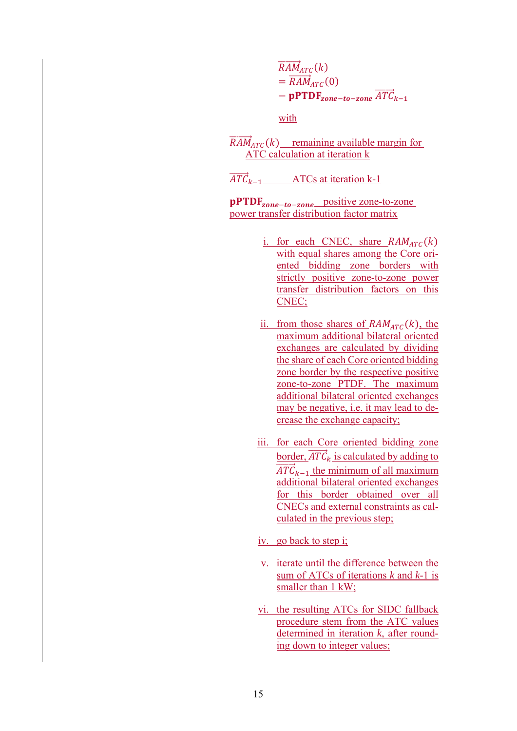$$\overrightarrow{RAM}_{ATC}(k) = \overrightarrow{RAM}_{ATC}(0) - \mathbf{pPTDF}_{zone-to-zone}\ \overrightarrow{ATC}_{k-1}$$

with

$\overrightarrow{RAM}_{ATC}(k)$ remaining available margin for ATC calculation at iteration k

$\overrightarrow{ATC}_{k-1}$ ATCs at iteration k-1

$\mathbf{pPTDF}_{zone-to-zone}$ positive zone-to-zone power transfer distribution factor matrix

i. for each CNEC, share $RAM_{ATC}(k)$ with equal shares among the Core oriented bidding zone borders with strictly positive zone-to-zone power transfer distribution factors on this CNEC;

ii. from those shares of $RAM_{ATC}(k)$, the maximum additional bilateral oriented exchanges are calculated by dividing the share of each Core oriented bidding zone border by the respective positive zone-to-zone PTDF. The maximum additional bilateral oriented exchanges may be negative, i.e. it may lead to decrease the exchange capacity;

iii. for each Core oriented bidding zone border, $\overrightarrow{ATC}_k$ is calculated by adding to $\overrightarrow{ATC}_{k-1}$ the minimum of all maximum additional bilateral oriented exchanges for this border obtained over all CNECs and external constraints as calculated in the previous step;

iv. go back to step i;

v. iterate until the difference between the sum of ATCs of iterations *k* and *k*-1 is smaller than 1 kW;

vi. the resulting ATCs for SIDC fallback procedure stem from the ATC values determined in iteration *k*, after rounding down to integer values;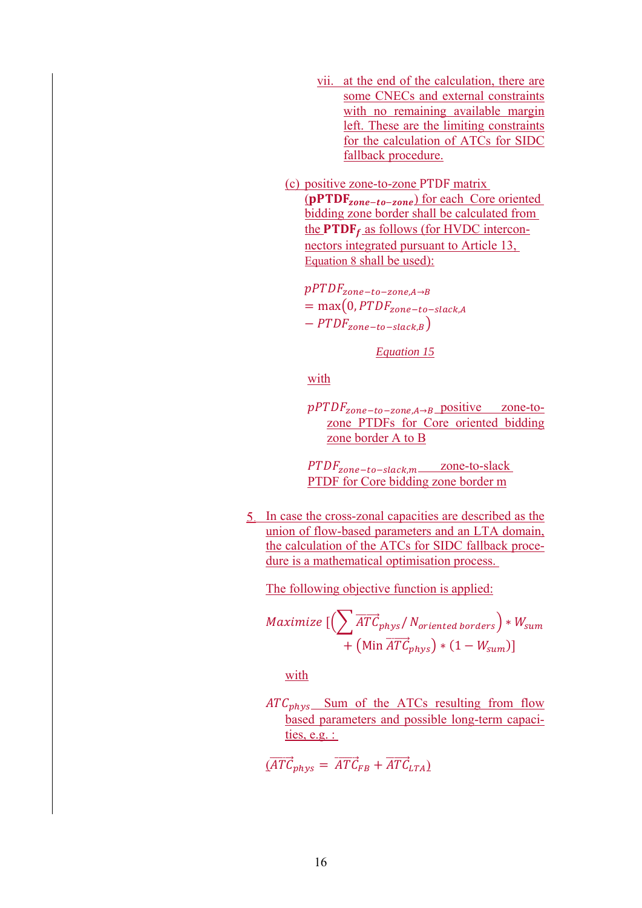vii. at the end of the calculation, there are some CNECs and external constraints with no remaining available margin left. These are the limiting constraints for the calculation of ATCs for SIDC fallback procedure.

(c) positive zone-to-zone PTDF matrix ($\mathbf{pPTDF}_{zone-to-zone}$) for each Core oriented bidding zone border shall be calculated from the $\mathbf{PTDF}_f$ as follows (for HVDC interconnectors integrated pursuant to Article 13, Equation 8 shall be used):

$$pPTDF_{zone-to-zone,A\rightarrow B} = \max\left(0, PTDF_{zone-to-slack,A} - PTDF_{zone-to-slack,B}\right)$$

*Equation 15*

with

$pPTDF_{zone-to-zone,A\rightarrow B}$ positive zone-to-zone PTDFs for Core oriented bidding zone border A to B

$PTDF_{zone-to-slack,m}$ zone-to-slack PTDF for Core bidding zone border m

5. In case the cross-zonal capacities are described as the union of flow-based parameters and an LTA domain, the calculation of the ATCs for SIDC fallback procedure is a mathematical optimisation process.

The following objective function is applied:

$$Maximize \left[\left(\sum \overrightarrow{ATC}_{phys} / N_{oriented\ borders}\right) * W_{sum} + \left(\text{Min}\ \overrightarrow{ATC}_{phys}\right) * (1 - W_{sum})\right]$$

with

$ATC_{phys}$ Sum of the ATCs resulting from flow based parameters and possible long-term capacities, e.g. :

$(\overrightarrow{ATC}_{phys} = \overrightarrow{ATC}_{FB} + \overrightarrow{ATC}_{LTA})$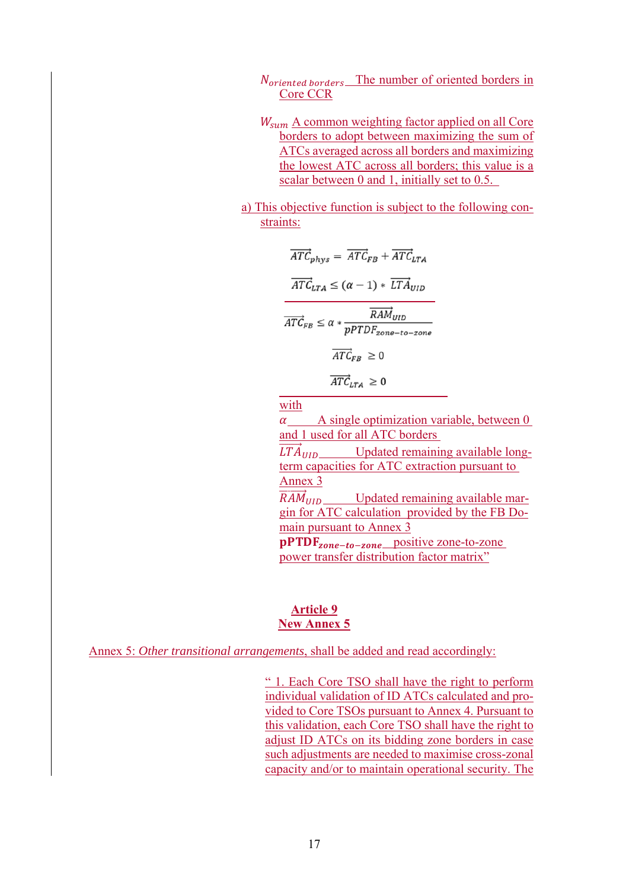$N_{oriented\ borders}$ The number of oriented borders in Core CCR

$W_{sum}$ A common weighting factor applied on all Core borders to adopt between maximizing the sum of ATCs averaged across all borders and maximizing the lowest ATC across all borders; this value is a scalar between 0 and 1, initially set to 0.5.

a) This objective function is subject to the following constraints:

$$\overrightarrow{ATC}_{phys} = \overrightarrow{ATC}_{FB} + \overrightarrow{ATC}_{LTA}$$

$$\overrightarrow{ATC}_{LTA} \leq (\alpha - 1) * \overrightarrow{LTA}_{UID}$$

$$\overrightarrow{ATC}_{FB} \leq \alpha * \frac{\overrightarrow{RAM}_{UID}}{pPTDF_{zone-to-zone}}$$

$$\overrightarrow{ATC}_{FB} \geq 0$$

$$\overrightarrow{ATC}_{LTA} \geq 0$$

with

$\alpha$ A single optimization variable, between 0 and 1 used for all ATC borders

$\overrightarrow{LTA}_{UID}$ Updated remaining available long-term capacities for ATC extraction pursuant to Annex 3

$\overrightarrow{RAM}_{UID}$ Updated remaining available margin for ATC calculation provided by the FB Domain pursuant to Annex 3

$\mathbf{pPTDF}_{zone-to-zone}$ positive zone-to-zone power transfer distribution factor matrix"

**Article 9**
**New Annex 5**

Annex 5: *Other transitional arrangements*, shall be added and read accordingly:

" 1. Each Core TSO shall have the right to perform individual validation of ID ATCs calculated and provided to Core TSOs pursuant to Annex 4. Pursuant to this validation, each Core TSO shall have the right to adjust ID ATCs on its bidding zone borders in case such adjustments are needed to maximise cross-zonal capacity and/or to maintain operational security. The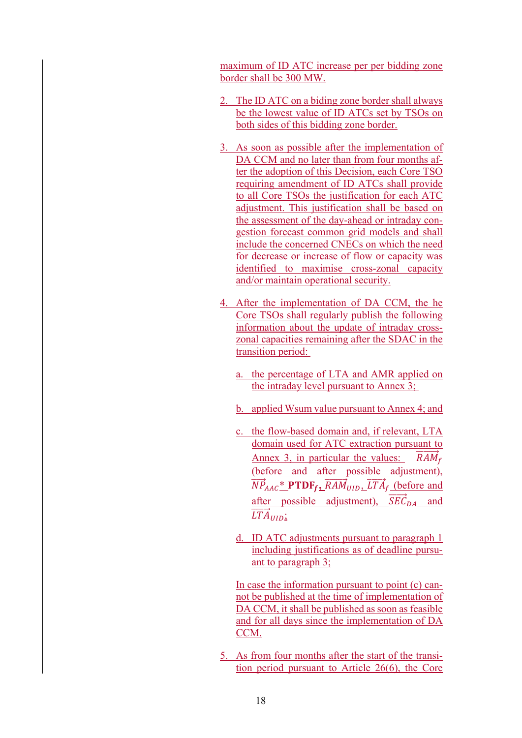maximum of ID ATC increase per per bidding zone border shall be 300 MW.

2. The ID ATC on a biding zone border shall always be the lowest value of ID ATCs set by TSOs on both sides of this bidding zone border.

3. As soon as possible after the implementation of DA CCM and no later than from four months after the adoption of this Decision, each Core TSO requiring amendment of ID ATCs shall provide to all Core TSOs the justification for each ATC adjustment. This justification shall be based on the assessment of the day-ahead or intraday congestion forecast common grid models and shall include the concerned CNECs on which the need for decrease or increase of flow or capacity was identified to maximise cross-zonal capacity and/or maintain operational security.

4. After the implementation of DA CCM, the he Core TSOs shall regularly publish the following information about the update of intraday cross-zonal capacities remaining after the SDAC in the transition period:

   a. the percentage of LTA and AMR applied on the intraday level pursuant to Annex 3;

   b. applied Wsum value pursuant to Annex 4; and

   c. the flow-based domain and, if relevant, LTA domain used for ATC extraction pursuant to Annex 3, in particular the values: $\overrightarrow{RAM_f}$ (before and after possible adjustment), $\overrightarrow{NP}_{AAC}$* $\mathbf{PTDF}_f$, $\overrightarrow{RAM}_{UID}$, $\overrightarrow{LTA}_f$ (before and after possible adjustment), $\overrightarrow{SEC}_{DA}$ and $\overrightarrow{LTA}_{UID}$;

   d. ID ATC adjustments pursuant to paragraph 1 including justifications as of deadline pursuant to paragraph 3;

   In case the information pursuant to point (c) cannot be published at the time of implementation of DA CCM, it shall be published as soon as feasible and for all days since the implementation of DA CCM.

5. As from four months after the start of the transition period pursuant to Article 26(6), the Core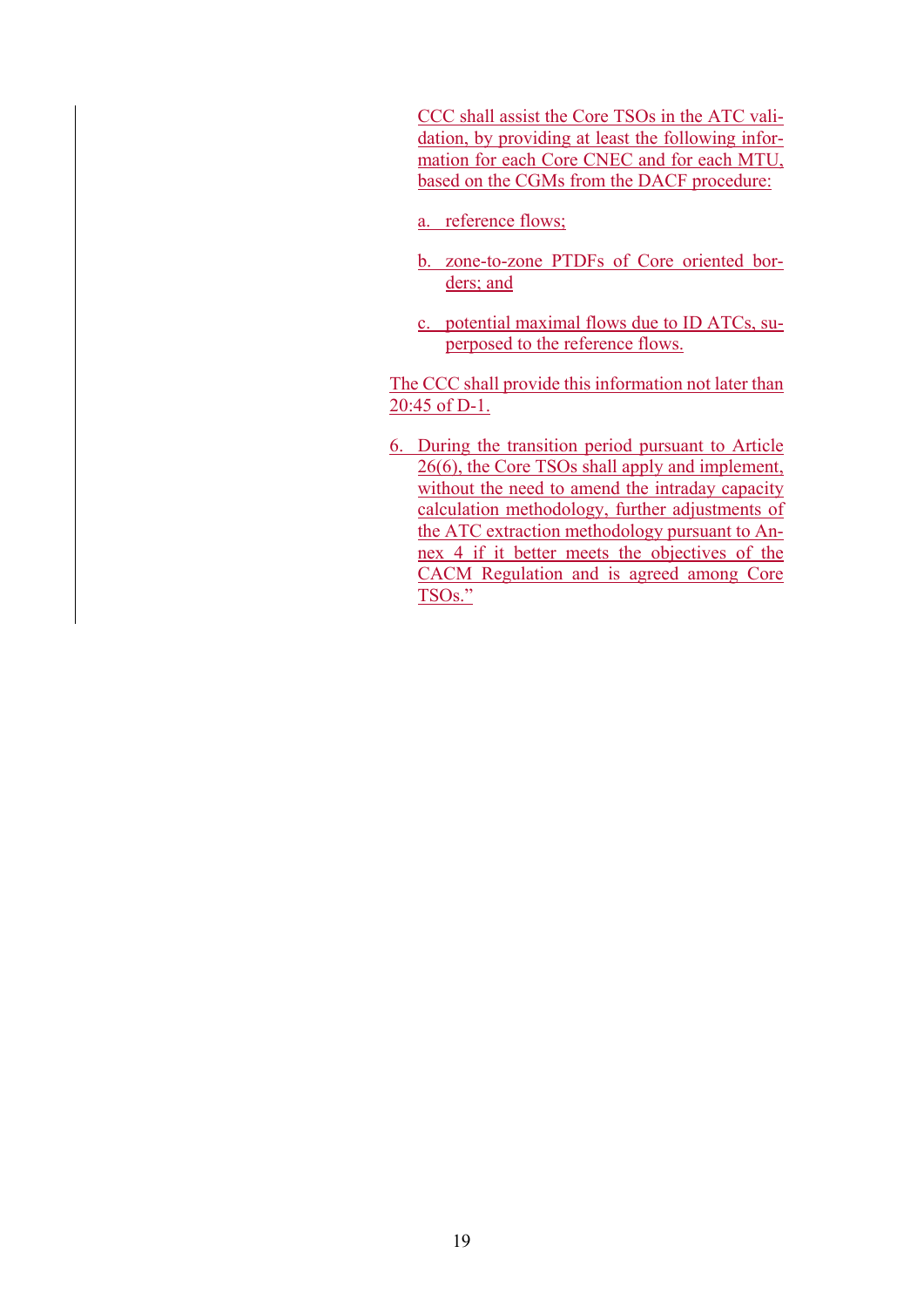CCC shall assist the Core TSOs in the ATC validation, by providing at least the following information for each Core CNEC and for each MTU, based on the CGMs from the DACF procedure:

a. reference flows;

b. zone-to-zone PTDFs of Core oriented borders; and

c. potential maximal flows due to ID ATCs, superposed to the reference flows.

The CCC shall provide this information not later than 20:45 of D-1.

6. During the transition period pursuant to Article 26(6), the Core TSOs shall apply and implement, without the need to amend the intraday capacity calculation methodology, further adjustments of the ATC extraction methodology pursuant to Annex 4 if it better meets the objectives of the CACM Regulation and is agreed among Core TSOs."